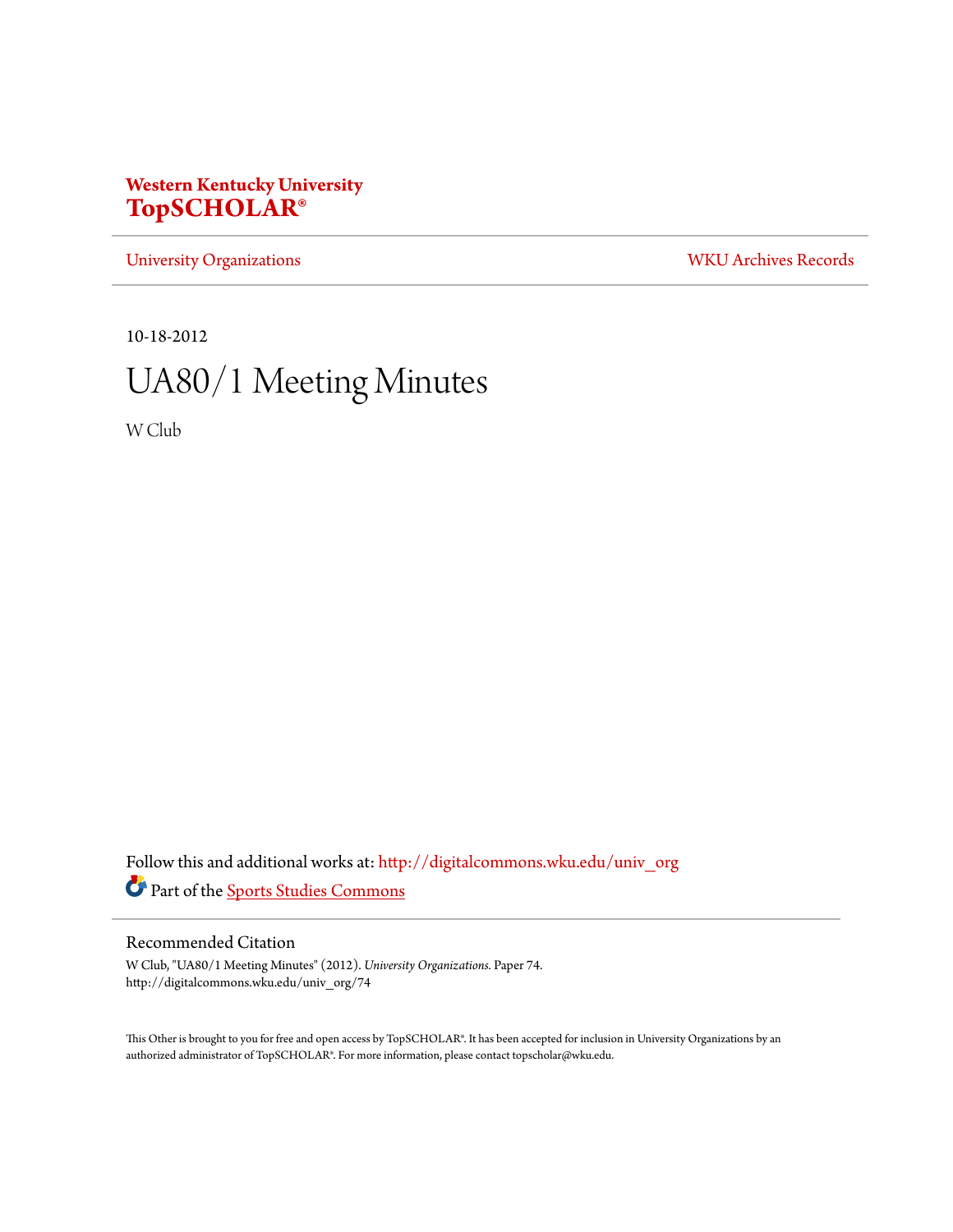**Western Kentucky University**
**TopSCHOLAR®**

University Organizations | WKU Archives Records

10-18-2012

# UA80/1 Meeting Minutes

W Club

Follow this and additional works at: http://digitalcommons.wku.edu/univ_org

Part of the Sports Studies Commons

## Recommended Citation

W Club, "UA80/1 Meeting Minutes" (2012). *University Organizations.* Paper 74.
http://digitalcommons.wku.edu/univ_org/74

This Other is brought to you for free and open access by TopSCHOLAR®. It has been accepted for inclusion in University Organizations by an authorized administrator of TopSCHOLAR®. For more information, please contact topscholar@wku.edu.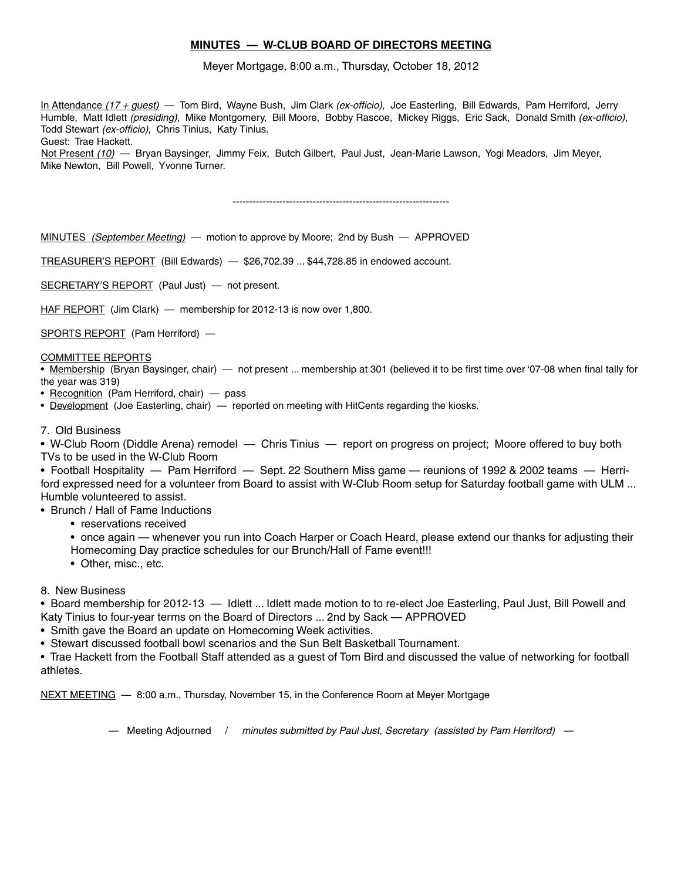## MINUTES — W-CLUB BOARD OF DIRECTORS MEETING

Meyer Mortgage, 8:00 a.m., Thursday, October 18, 2012

In Attendance *(17 + guest)* — Tom Bird, Wayne Bush, Jim Clark *(ex-officio)*, Joe Easterling, Bill Edwards, Pam Herriford, Jerry Humble, Matt Idlett *(presiding)*, Mike Montgomery, Bill Moore, Bobby Rascoe, Mickey Riggs, Eric Sack, Donald Smith *(ex-officio)*, Todd Stewart *(ex-officio)*, Chris Tinius, Katy Tinius.
Guest: Trae Hackett.
Not Present *(10)* — Bryan Baysinger, Jimmy Feix, Butch Gilbert, Paul Just, Jean-Marie Lawson, Yogi Meadors, Jim Meyer, Mike Newton, Bill Powell, Yvonne Turner.

---

MINUTES *(September Meeting)* — motion to approve by Moore; 2nd by Bush — APPROVED

TREASURER'S REPORT (Bill Edwards) — $26,702.39 ... $44,728.85 in endowed account.

SECRETARY'S REPORT (Paul Just) — not present.

HAF REPORT (Jim Clark) — membership for 2012-13 is now over 1,800.

SPORTS REPORT (Pam Herriford) —

COMMITTEE REPORTS
- Membership (Bryan Baysinger, chair) — not present ... membership at 301 (believed it to be first time over '07-08 when final tally for the year was 319)
- Recognition (Pam Herriford, chair) — pass
- Development (Joe Easterling, chair) — reported on meeting with HitCents regarding the kiosks.

7. Old Business
- W-Club Room (Diddle Arena) remodel — Chris Tinius — report on progress on project; Moore offered to buy both TVs to be used in the W-Club Room
- Football Hospitality — Pam Herriford — Sept. 22 Southern Miss game — reunions of 1992 & 2002 teams — Herriford expressed need for a volunteer from Board to assist with W-Club Room setup for Saturday football game with ULM ... Humble volunteered to assist.
- Brunch / Hall of Fame Inductions
  - reservations received
  - once again — whenever you run into Coach Harper or Coach Heard, please extend our thanks for adjusting their Homecoming Day practice schedules for our Brunch/Hall of Fame event!!!
  - Other, misc., etc.

8. New Business
- Board membership for 2012-13 — Idlett ... Idlett made motion to to re-elect Joe Easterling, Paul Just, Bill Powell and Katy Tinius to four-year terms on the Board of Directors ... 2nd by Sack — APPROVED
- Smith gave the Board an update on Homecoming Week activities.
- Stewart discussed football bowl scenarios and the Sun Belt Basketball Tournament.
- Trae Hackett from the Football Staff attended as a guest of Tom Bird and discussed the value of networking for football athletes.

NEXT MEETING — 8:00 a.m., Thursday, November 15, in the Conference Room at Meyer Mortgage

— Meeting Adjourned / *minutes submitted by Paul Just, Secretary (assisted by Pam Herriford)* —